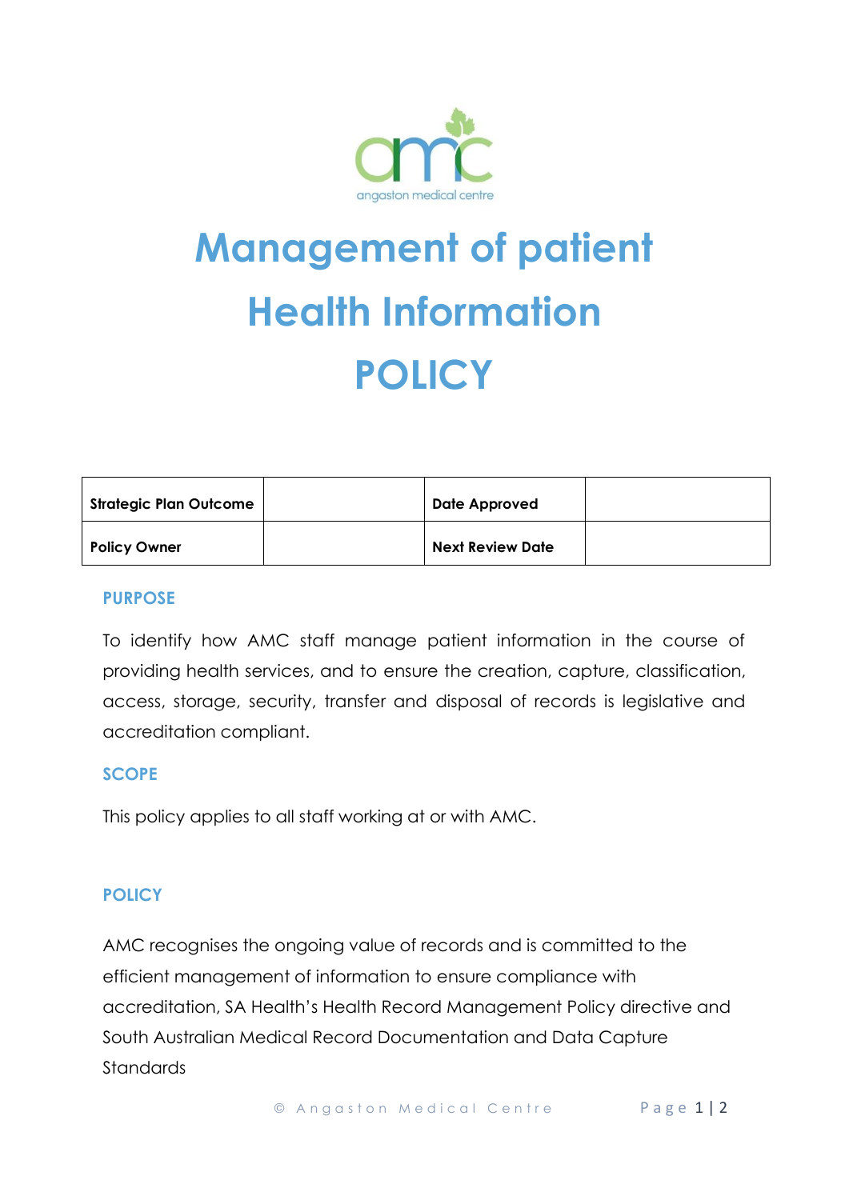# Management of patient Health Information POLICY

| Strategic Plan Outcome | | Date Approved | |
|---|---|---|---|
| Policy Owner | | Next Review Date | |

## PURPOSE

To identify how AMC staff manage patient information in the course of providing health services, and to ensure the creation, capture, classification, access, storage, security, transfer and disposal of records is legislative and accreditation compliant.

## SCOPE

This policy applies to all staff working at or with AMC.

## POLICY

AMC recognises the ongoing value of records and is committed to the efficient management of information to ensure compliance with accreditation, SA Health's Health Record Management Policy directive and South Australian Medical Record Documentation and Data Capture Standards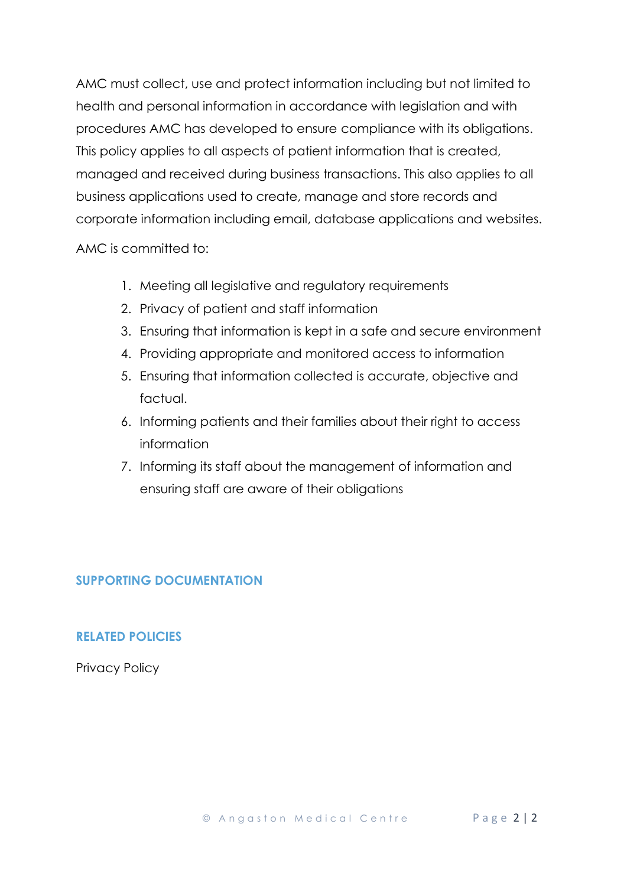AMC must collect, use and protect information including but not limited to health and personal information in accordance with legislation and with procedures AMC has developed to ensure compliance with its obligations. This policy applies to all aspects of patient information that is created, managed and received during business transactions. This also applies to all business applications used to create, manage and store records and corporate information including email, database applications and websites.

AMC is committed to:

1. Meeting all legislative and regulatory requirements
2. Privacy of patient and staff information
3. Ensuring that information is kept in a safe and secure environment
4. Providing appropriate and monitored access to information
5. Ensuring that information collected is accurate, objective and factual.
6. Informing patients and their families about their right to access information
7. Informing its staff about the management of information and ensuring staff are aware of their obligations

## SUPPORTING DOCUMENTATION

## RELATED POLICIES

Privacy Policy